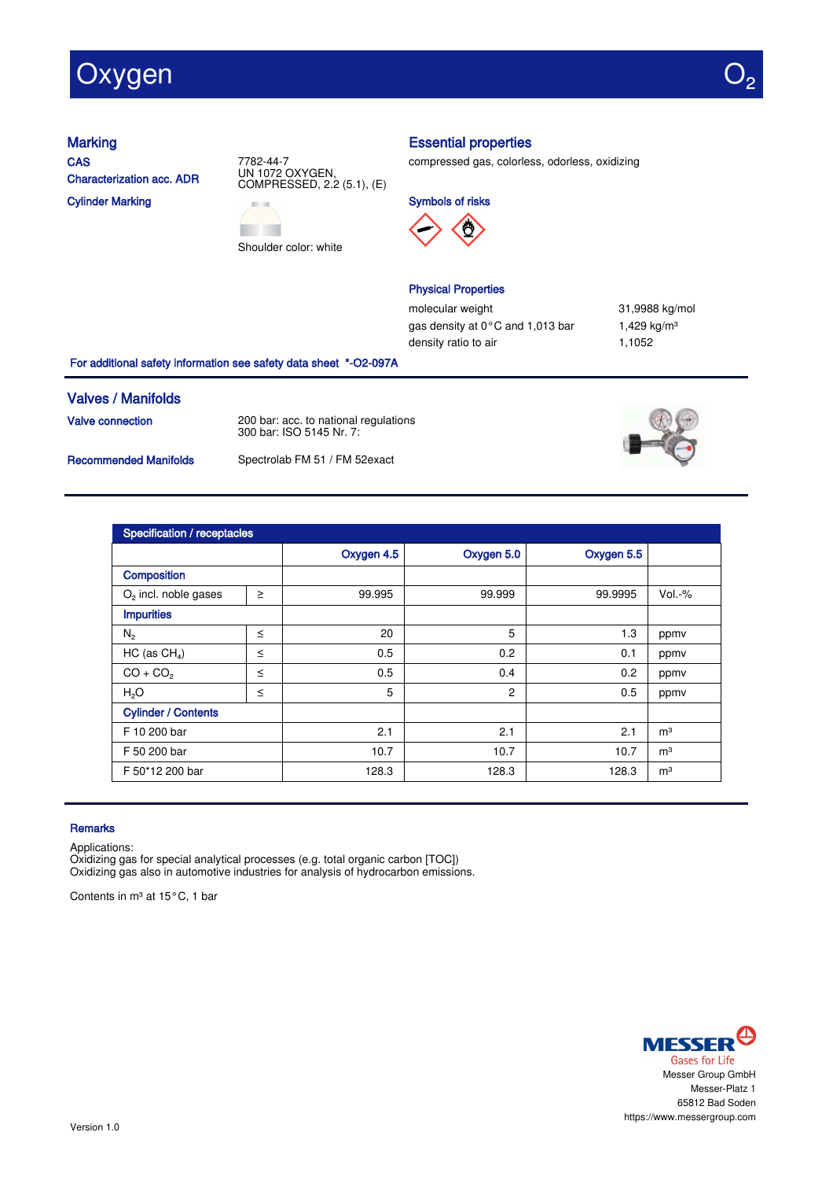# Oxygen $O_2$

## Marking

**CAS** 7782-44-7

**Characterization acc. ADR** UN 1072 OXYGEN, COMPRESSED, 2.2 (5.1), (E)

**Cylinder Marking** Shoulder color: white

## Essential properties

compressed gas, colorless, odorless, oxidizing

**Symbols of risks**

**Physical Properties**

| | |
|---|---|
| molecular weight | 31,9988 kg/mol |
| gas density at 0 °C and 1,013 bar | 1,429 kg/m³ |
| density ratio to air | 1,1052 |

**For additional safety information see safety data sheet \*-O2-097A**

## Valves / Manifolds

**Valve connection** 200 bar: acc. to national regulations
300 bar: ISO 5145 Nr. 7:

**Recommended Manifolds** Spectrolab FM 51 / FM 52exact

| Specification / receptacles | | | | | |
|---|---|---|---|---|---|
| | | Oxygen 4.5 | Oxygen 5.0 | Oxygen 5.5 | |
| **Composition** | | | | | |
| $O_2$ incl. noble gases | ≥ | 99.995 | 99.999 | 99.9995 | Vol.-% |
| **Impurities** | | | | | |
| $N_2$ | ≤ | 20 | 5 | 1.3 | ppmv |
| HC (as $CH_4$) | ≤ | 0.5 | 0.2 | 0.1 | ppmv |
| $CO + CO_2$ | ≤ | 0.5 | 0.4 | 0.2 | ppmv |
| $H_2O$ | ≤ | 5 | 2 | 0.5 | ppmv |
| **Cylinder / Contents** | | | | | |
| F 10 200 bar | | 2.1 | 2.1 | 2.1 | m³ |
| F 50 200 bar | | 10.7 | 10.7 | 10.7 | m³ |
| F 50\*12 200 bar | | 128.3 | 128.3 | 128.3 | m³ |

## Remarks

Applications:
Oxidizing gas for special analytical processes (e.g. total organic carbon [TOC])
Oxidizing gas also in automotive industries for analysis of hydrocarbon emissions.

Contents in m³ at 15 °C, 1 bar

MESSER
Gases for Life
Messer Group GmbH
Messer-Platz 1
65812 Bad Soden
https://www.messergroup.com

Version 1.0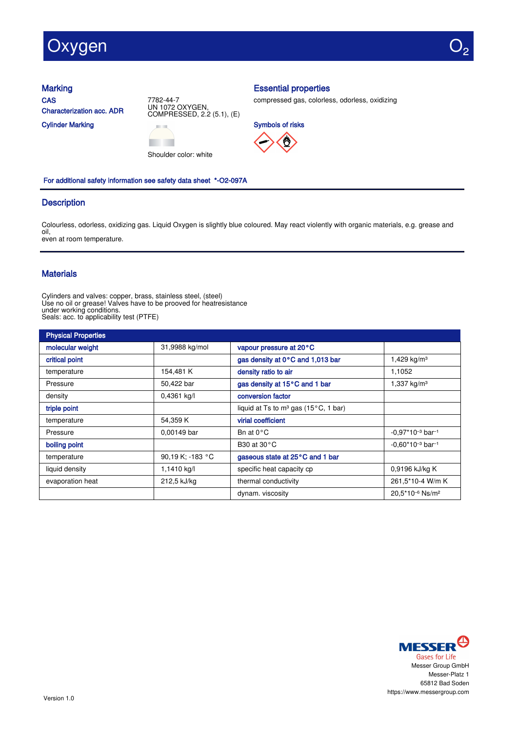# Oxygen $O_2$

## Marking

**CAS** 7782-44-7

**Characterization acc. ADR** UN 1072 OXYGEN, COMPRESSED, 2.2 (5.1), (E)

**Cylinder Marking**

Shoulder color: white

## Essential properties

compressed gas, colorless, odorless, oxidizing

**Symbols of risks**

For additional safety information see safety data sheet *-O2-097A

## Description

Colourless, odorless, oxidizing gas. Liquid Oxygen is slightly blue coloured. May react violently with organic materials, e.g. grease and oil,
even at room temperature.

## Materials

Cylinders and valves: copper, brass, stainless steel, (steel)
Use no oil or grease! Valves have to be prooved for heatresistance under working conditions.
Seals: acc. to applicability test (PTFE)

| Physical Properties | | | |
|---|---|---|---|
| **molecular weight** | 31,9988 kg/mol | **vapour pressure at 20°C** | |
| **critical point** | | **gas density at 0°C and 1,013 bar** | 1,429 kg/m³ |
| temperature | 154,481 K | **density ratio to air** | 1,1052 |
| Pressure | 50,422 bar | **gas density at 15°C and 1 bar** | 1,337 kg/m³ |
| density | 0,4361 kg/l | **conversion factor** | |
| **triple point** | | liquid at Ts to m³ gas (15°C, 1 bar) | |
| temperature | 54,359 K | **virial coefficient** | |
| Pressure | 0,00149 bar | Bn at 0°C | $-0{,}97 \cdot 10^{-3}$ bar$^{-1}$ |
| **boiling point** | | B30 at 30°C | $-0{,}60 \cdot 10^{-3}$ bar$^{-1}$ |
| temperature | 90,19 K; -183 °C | **gaseous state at 25°C and 1 bar** | |
| liquid density | 1,1410 kg/l | specific heat capacity cp | 0,9196 kJ/kg K |
| evaporation heat | 212,5 kJ/kg | thermal conductivity | 261,5*10-4 W/m K |
| | | dynam. viscosity | $20{,}5 \cdot 10^{-6}$ Ns/m² |

MESSER
Gases for Life
Messer Group GmbH
Messer-Platz 1
65812 Bad Soden
https://www.messergroup.com

Version 1.0